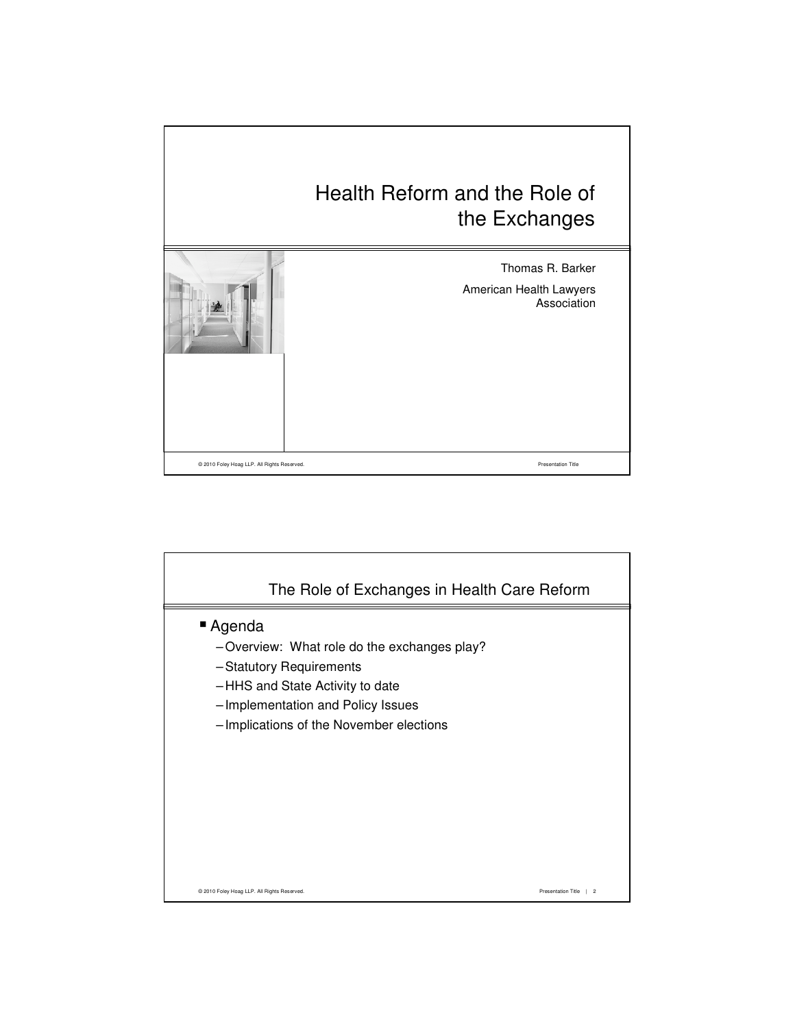# Health Reform and the Role of the Exchanges

Thomas R. Barker

American Health Lawyers Association

## The Role of Exchanges in Health Care Reform

- Agenda
  - Overview: What role do the exchanges play?
  - Statutory Requirements
  - HHS and State Activity to date
  - Implementation and Policy Issues
  - Implications of the November elections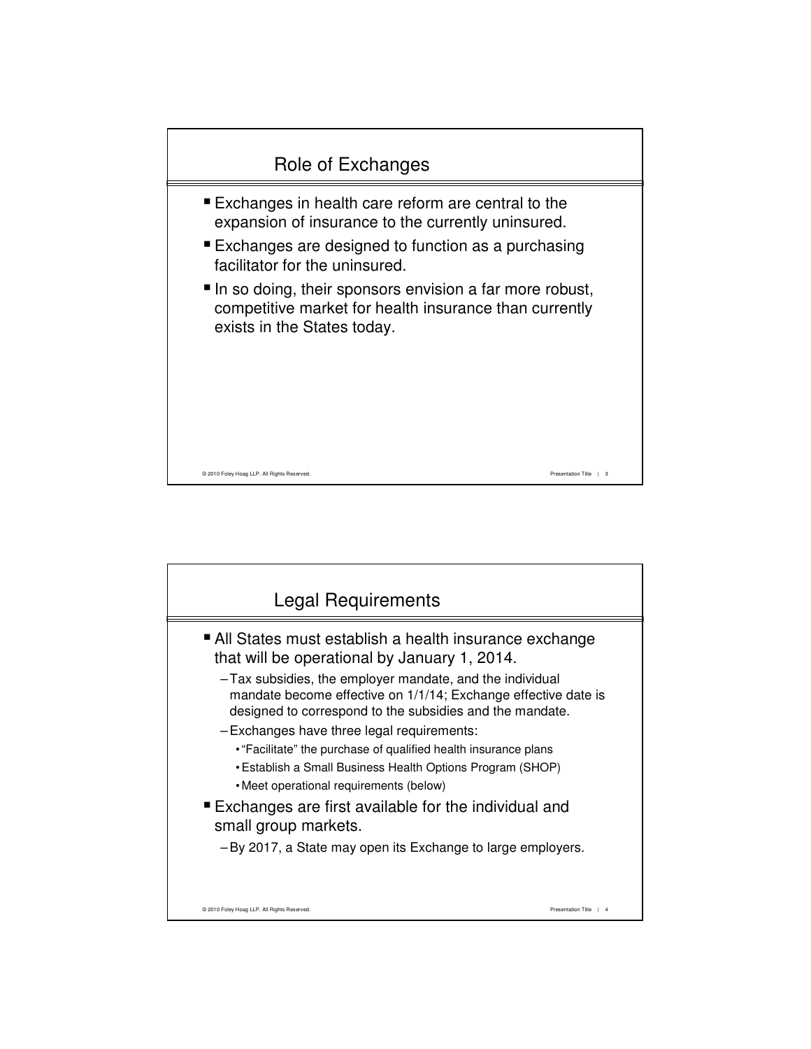## Role of Exchanges

- Exchanges in health care reform are central to the expansion of insurance to the currently uninsured.
- Exchanges are designed to function as a purchasing facilitator for the uninsured.
- In so doing, their sponsors envision a far more robust, competitive market for health insurance than currently exists in the States today.

## Legal Requirements

- All States must establish a health insurance exchange that will be operational by January 1, 2014.
  - Tax subsidies, the employer mandate, and the individual mandate become effective on 1/1/14; Exchange effective date is designed to correspond to the subsidies and the mandate.
  - Exchanges have three legal requirements:
    - "Facilitate" the purchase of qualified health insurance plans
    - Establish a Small Business Health Options Program (SHOP)
    - Meet operational requirements (below)
- Exchanges are first available for the individual and small group markets.
  - By 2017, a State may open its Exchange to large employers.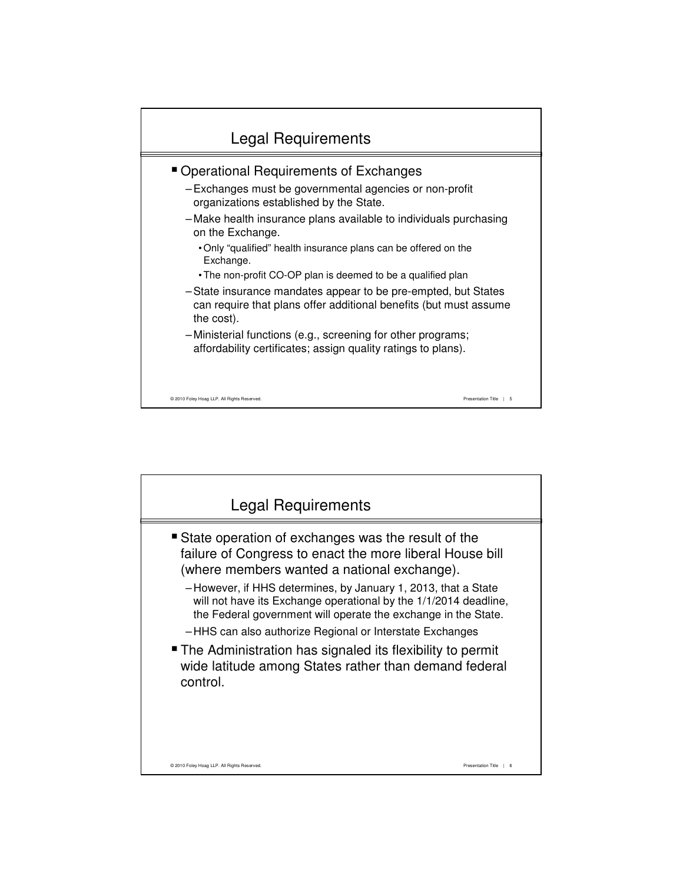## Legal Requirements

- Operational Requirements of Exchanges
  - Exchanges must be governmental agencies or non-profit organizations established by the State.
  - Make health insurance plans available to individuals purchasing on the Exchange.
    - Only "qualified" health insurance plans can be offered on the Exchange.
    - The non-profit CO-OP plan is deemed to be a qualified plan
  - State insurance mandates appear to be pre-empted, but States can require that plans offer additional benefits (but must assume the cost).
  - Ministerial functions (e.g., screening for other programs; affordability certificates; assign quality ratings to plans).

## Legal Requirements

- State operation of exchanges was the result of the failure of Congress to enact the more liberal House bill (where members wanted a national exchange).
  - However, if HHS determines, by January 1, 2013, that a State will not have its Exchange operational by the 1/1/2014 deadline, the Federal government will operate the exchange in the State.
  - HHS can also authorize Regional or Interstate Exchanges
- The Administration has signaled its flexibility to permit wide latitude among States rather than demand federal control.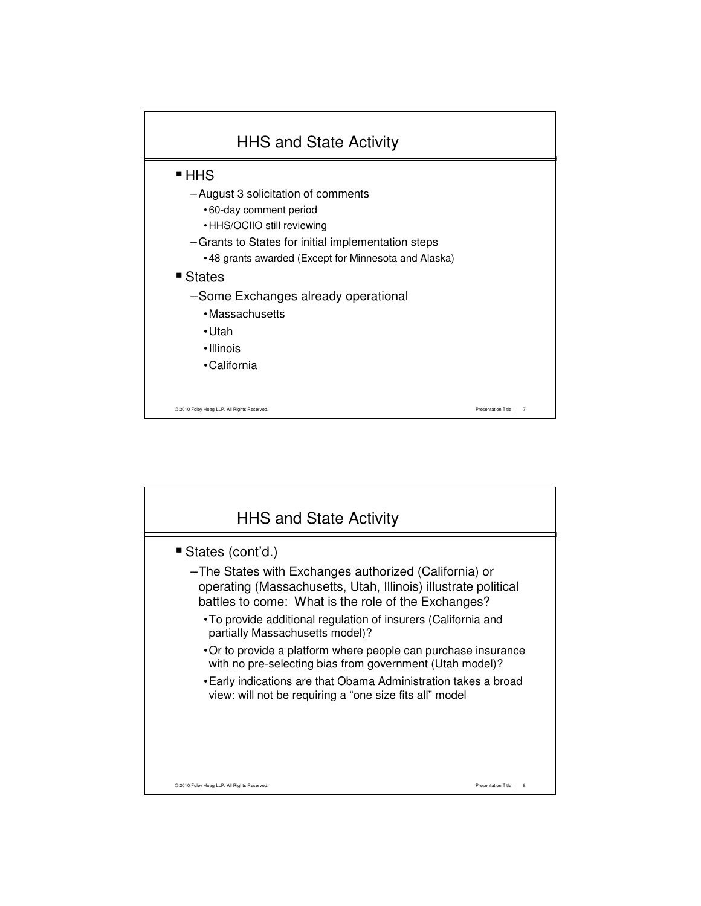## HHS and State Activity

- HHS
  - August 3 solicitation of comments
    - 60-day comment period
    - HHS/OCIIO still reviewing
  - Grants to States for initial implementation steps
    - 48 grants awarded (Except for Minnesota and Alaska)
- States
  - Some Exchanges already operational
    - Massachusetts
    - Utah
    - Illinois
    - California

## HHS and State Activity

- States (cont'd.)
  - The States with Exchanges authorized (California) or operating (Massachusetts, Utah, Illinois) illustrate political battles to come: What is the role of the Exchanges?
    - To provide additional regulation of insurers (California and partially Massachusetts model)?
    - Or to provide a platform where people can purchase insurance with no pre-selecting bias from government (Utah model)?
    - Early indications are that Obama Administration takes a broad view: will not be requiring a "one size fits all" model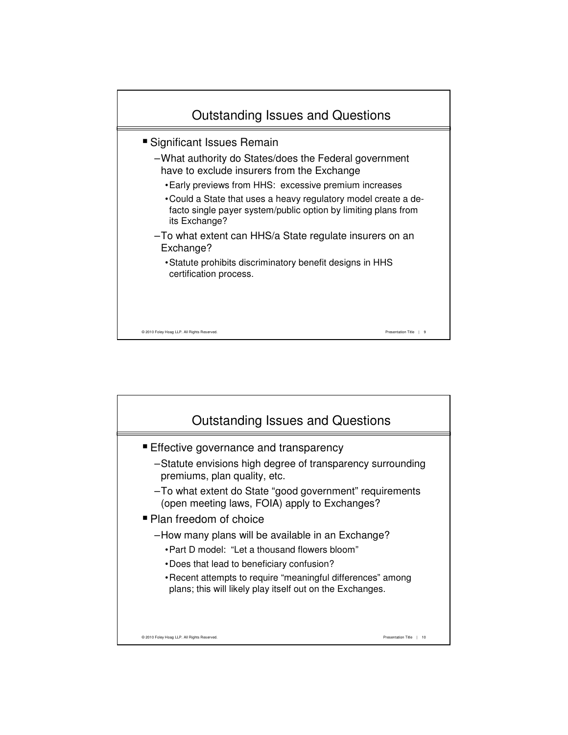## Outstanding Issues and Questions

- Significant Issues Remain
  - What authority do States/does the Federal government have to exclude insurers from the Exchange
    - Early previews from HHS: excessive premium increases
    - Could a State that uses a heavy regulatory model create a de-facto single payer system/public option by limiting plans from its Exchange?
  - To what extent can HHS/a State regulate insurers on an Exchange?
    - Statute prohibits discriminatory benefit designs in HHS certification process.

## Outstanding Issues and Questions

- Effective governance and transparency
  - Statute envisions high degree of transparency surrounding premiums, plan quality, etc.
  - To what extent do State "good government" requirements (open meeting laws, FOIA) apply to Exchanges?
- Plan freedom of choice
  - How many plans will be available in an Exchange?
    - Part D model: "Let a thousand flowers bloom"
    - Does that lead to beneficiary confusion?
    - Recent attempts to require "meaningful differences" among plans; this will likely play itself out on the Exchanges.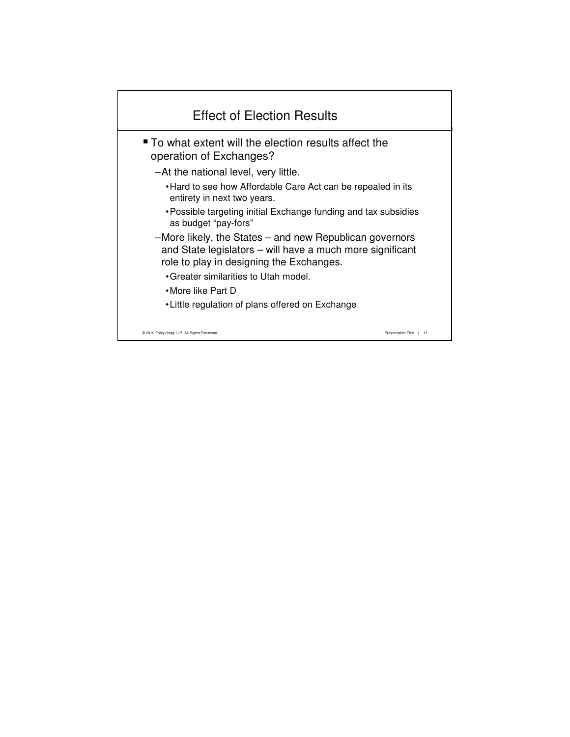## Effect of Election Results

- To what extent will the election results affect the operation of Exchanges?
  - At the national level, very little.
    - Hard to see how Affordable Care Act can be repealed in its entirety in next two years.
    - Possible targeting initial Exchange funding and tax subsidies as budget “pay-fors”
  - More likely, the States – and new Republican governors and State legislators – will have a much more significant role to play in designing the Exchanges.
    - Greater similarities to Utah model.
    - More like Part D
    - Little regulation of plans offered on Exchange